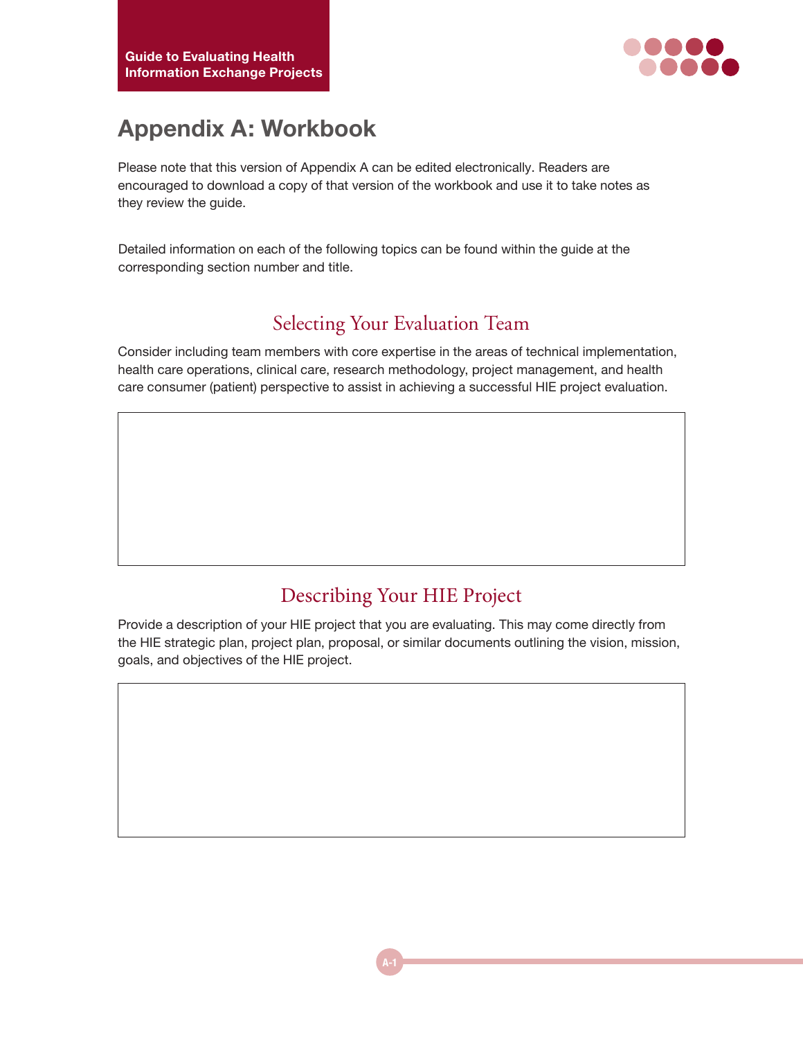# Appendix A: Workbook

Please note that this version of Appendix A can be edited electronically. Readers are encouraged to download a copy of that version of the workbook and use it to take notes as they review the guide.

Detailed information on each of the following topics can be found within the guide at the corresponding section number and title.

## Selecting Your Evaluation Team

Consider including team members with core expertise in the areas of technical implementation, health care operations, clinical care, research methodology, project management, and health care consumer (patient) perspective to assist in achieving a successful HIE project evaluation.

## Describing Your HIE Project

Provide a description of your HIE project that you are evaluating. This may come directly from the HIE strategic plan, project plan, proposal, or similar documents outlining the vision, mission, goals, and objectives of the HIE project.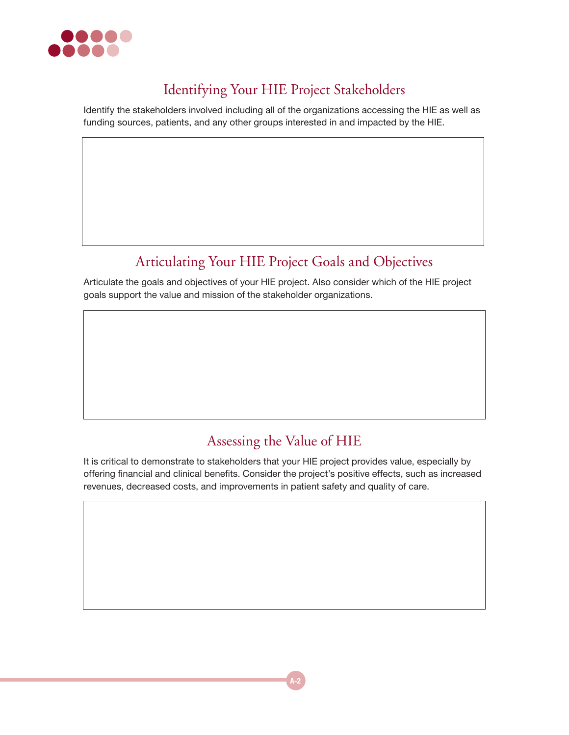## Identifying Your HIE Project Stakeholders

Identify the stakeholders involved including all of the organizations accessing the HIE as well as funding sources, patients, and any other groups interested in and impacted by the HIE.

## Articulating Your HIE Project Goals and Objectives

Articulate the goals and objectives of your HIE project. Also consider which of the HIE project goals support the value and mission of the stakeholder organizations.

## Assessing the Value of HIE

It is critical to demonstrate to stakeholders that your HIE project provides value, especially by offering financial and clinical benefits. Consider the project's positive effects, such as increased revenues, decreased costs, and improvements in patient safety and quality of care.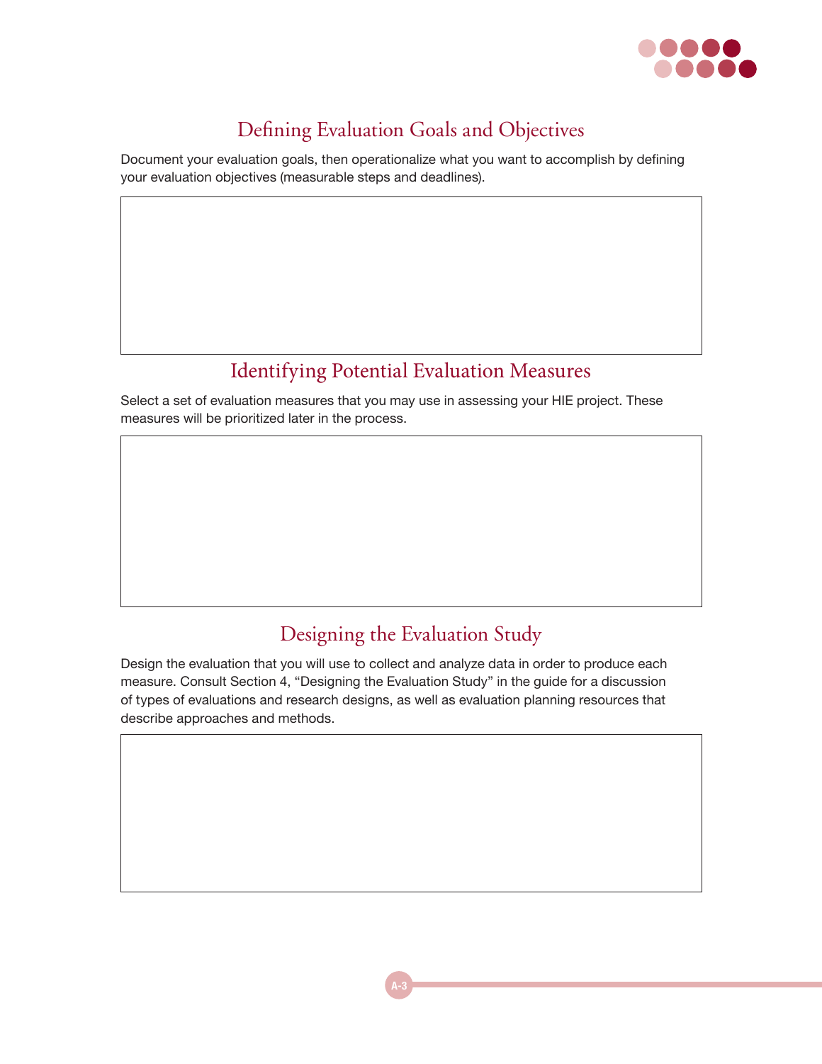## Defining Evaluation Goals and Objectives

Document your evaluation goals, then operationalize what you want to accomplish by defining your evaluation objectives (measurable steps and deadlines).

## Identifying Potential Evaluation Measures

Select a set of evaluation measures that you may use in assessing your HIE project. These measures will be prioritized later in the process.

## Designing the Evaluation Study

Design the evaluation that you will use to collect and analyze data in order to produce each measure. Consult Section 4, "Designing the Evaluation Study" in the guide for a discussion of types of evaluations and research designs, as well as evaluation planning resources that describe approaches and methods.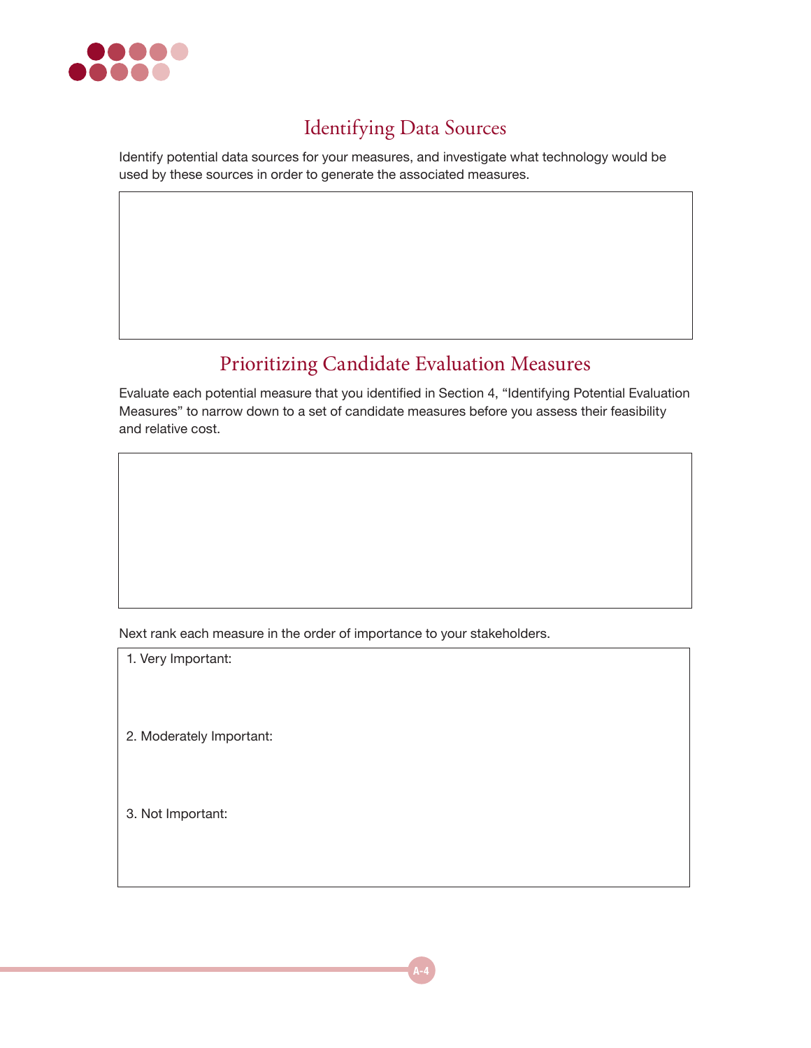## Identifying Data Sources

Identify potential data sources for your measures, and investigate what technology would be used by these sources in order to generate the associated measures.

## Prioritizing Candidate Evaluation Measures

Evaluate each potential measure that you identified in Section 4, "Identifying Potential Evaluation Measures" to narrow down to a set of candidate measures before you assess their feasibility and relative cost.

Next rank each measure in the order of importance to your stakeholders.

1. Very Important:

2. Moderately Important:

3. Not Important: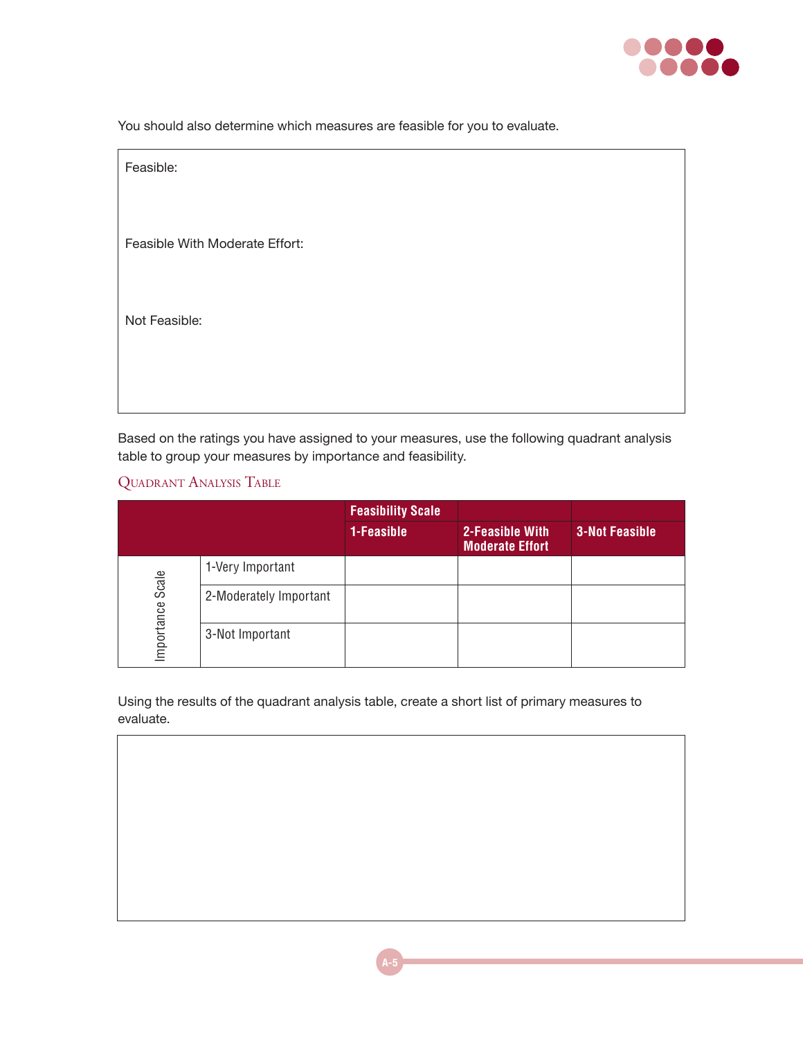You should also determine which measures are feasible for you to evaluate.

| Feasible: |
|---|
| |
| Feasible With Moderate Effort: |
| |
| Not Feasible: |
| |

Based on the ratings you have assigned to your measures, use the following quadrant analysis table to group your measures by importance and feasibility.

### Quadrant Analysis Table

| | | Feasibility Scale | | |
|---|---|---|---|---|
| | | **1-Feasible** | **2-Feasible With Moderate Effort** | **3-Not Feasible** |
| Importance Scale | 1-Very Important | | | |
| | 2-Moderately Important | | | |
| | 3-Not Important | | | |

Using the results of the quadrant analysis table, create a short list of primary measures to evaluate.

| |
|---|
| |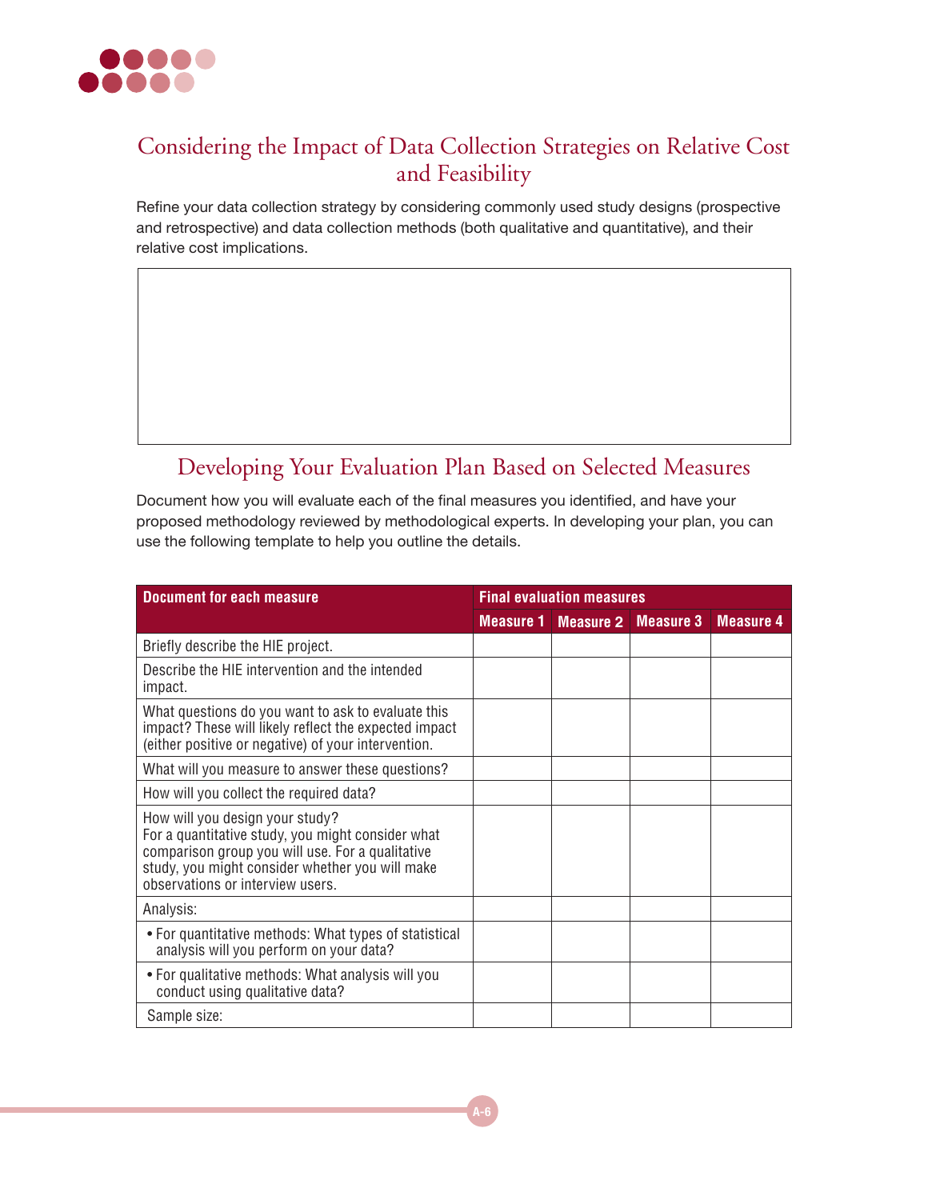## Considering the Impact of Data Collection Strategies on Relative Cost and Feasibility

Refine your data collection strategy by considering commonly used study designs (prospective and retrospective) and data collection methods (both qualitative and quantitative), and their relative cost implications.

## Developing Your Evaluation Plan Based on Selected Measures

Document how you will evaluate each of the final measures you identified, and have your proposed methodology reviewed by methodological experts. In developing your plan, you can use the following template to help you outline the details.

| Document for each measure | Final evaluation measures | | | |
|---|---|---|---|---|
| | Measure 1 | Measure 2 | Measure 3 | Measure 4 |
| Briefly describe the HIE project. | | | | |
| Describe the HIE intervention and the intended impact. | | | | |
| What questions do you want to ask to evaluate this impact? These will likely reflect the expected impact (either positive or negative) of your intervention. | | | | |
| What will you measure to answer these questions? | | | | |
| How will you collect the required data? | | | | |
| How will you design your study? For a quantitative study, you might consider what comparison group you will use. For a qualitative study, you might consider whether you will make observations or interview users. | | | | |
| Analysis: | | | | |
| • For quantitative methods: What types of statistical analysis will you perform on your data? | | | | |
| • For qualitative methods: What analysis will you conduct using qualitative data? | | | | |
| Sample size: | | | | |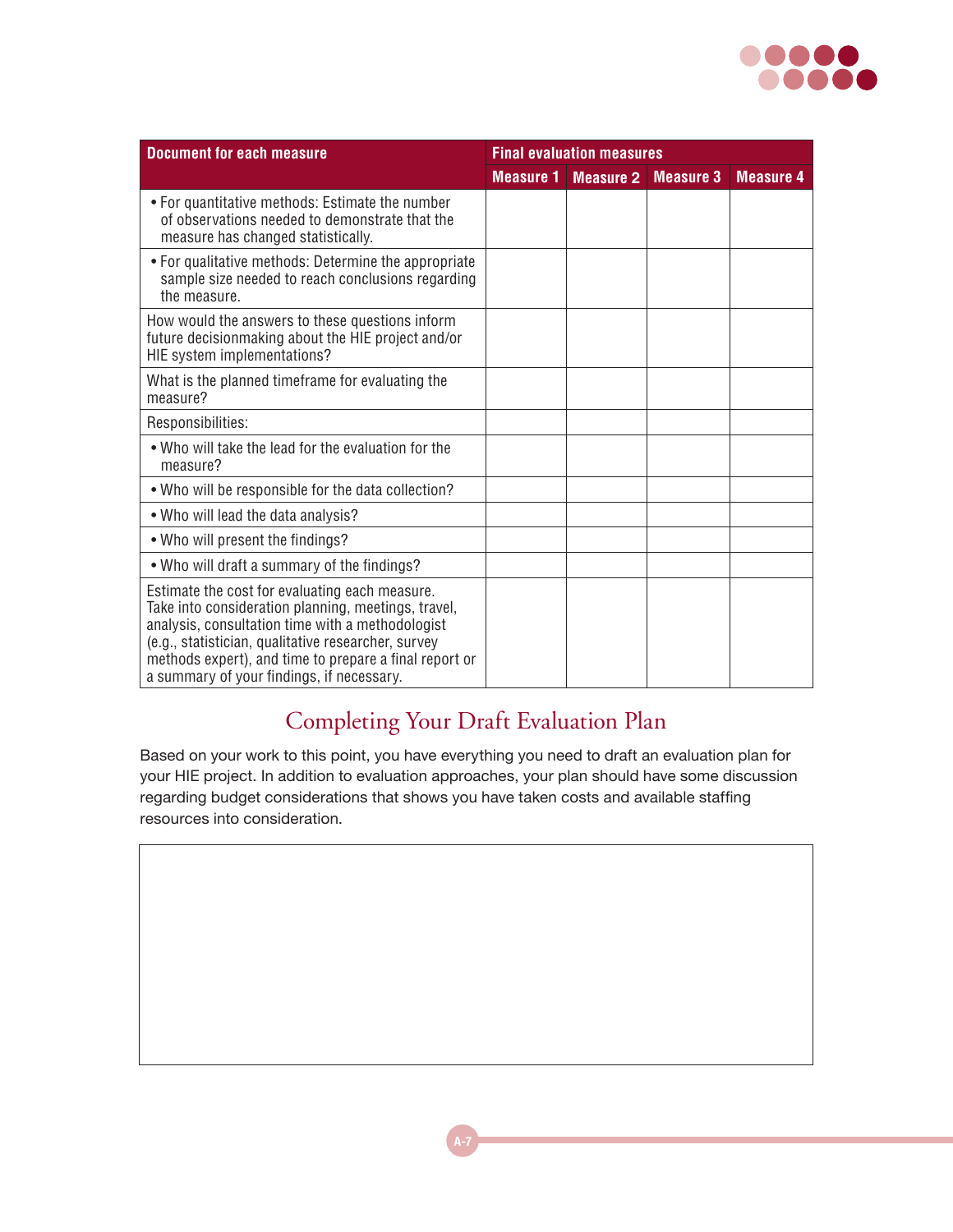| Document for each measure | Final evaluation measures | | | |
|---|---|---|---|---|
| | Measure 1 | Measure 2 | Measure 3 | Measure 4 |
| • For quantitative methods: Estimate the number of observations needed to demonstrate that the measure has changed statistically. | | | | |
| • For qualitative methods: Determine the appropriate sample size needed to reach conclusions regarding the measure. | | | | |
| How would the answers to these questions inform future decisionmaking about the HIE project and/or HIE system implementations? | | | | |
| What is the planned timeframe for evaluating the measure? | | | | |
| Responsibilities: | | | | |
| • Who will take the lead for the evaluation for the measure? | | | | |
| • Who will be responsible for the data collection? | | | | |
| • Who will lead the data analysis? | | | | |
| • Who will present the findings? | | | | |
| • Who will draft a summary of the findings? | | | | |
| Estimate the cost for evaluating each measure. Take into consideration planning, meetings, travel, analysis, consultation time with a methodologist (e.g., statistician, qualitative researcher, survey methods expert), and time to prepare a final report or a summary of your findings, if necessary. | | | | |

## Completing Your Draft Evaluation Plan

Based on your work to this point, you have everything you need to draft an evaluation plan for your HIE project. In addition to evaluation approaches, your plan should have some discussion regarding budget considerations that shows you have taken costs and available staffing resources into consideration.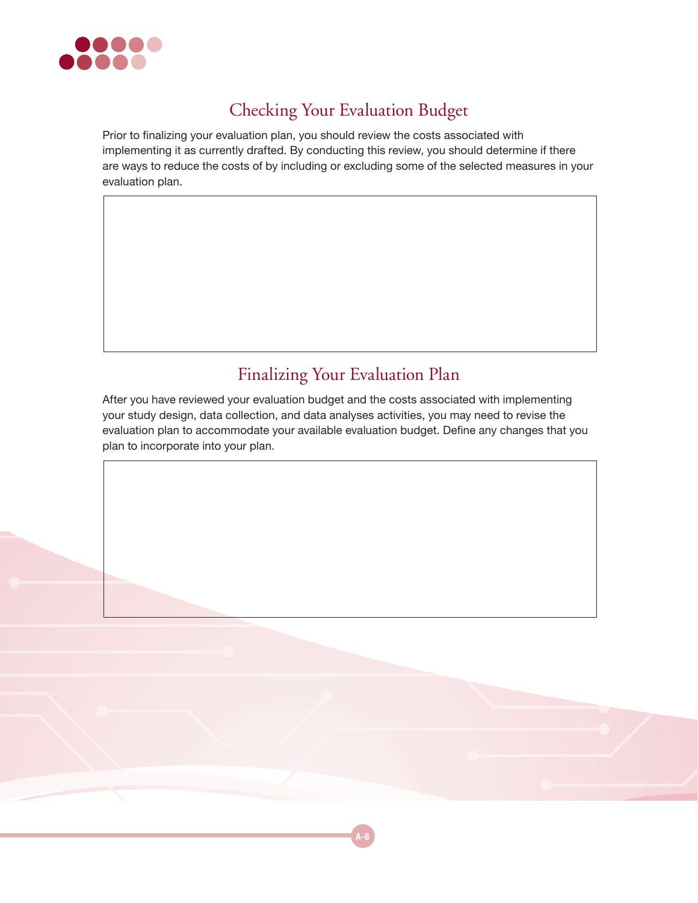## Checking Your Evaluation Budget

Prior to finalizing your evaluation plan, you should review the costs associated with implementing it as currently drafted. By conducting this review, you should determine if there are ways to reduce the costs of by including or excluding some of the selected measures in your evaluation plan.

## Finalizing Your Evaluation Plan

After you have reviewed your evaluation budget and the costs associated with implementing your study design, data collection, and data analyses activities, you may need to revise the evaluation plan to accommodate your available evaluation budget. Define any changes that you plan to incorporate into your plan.